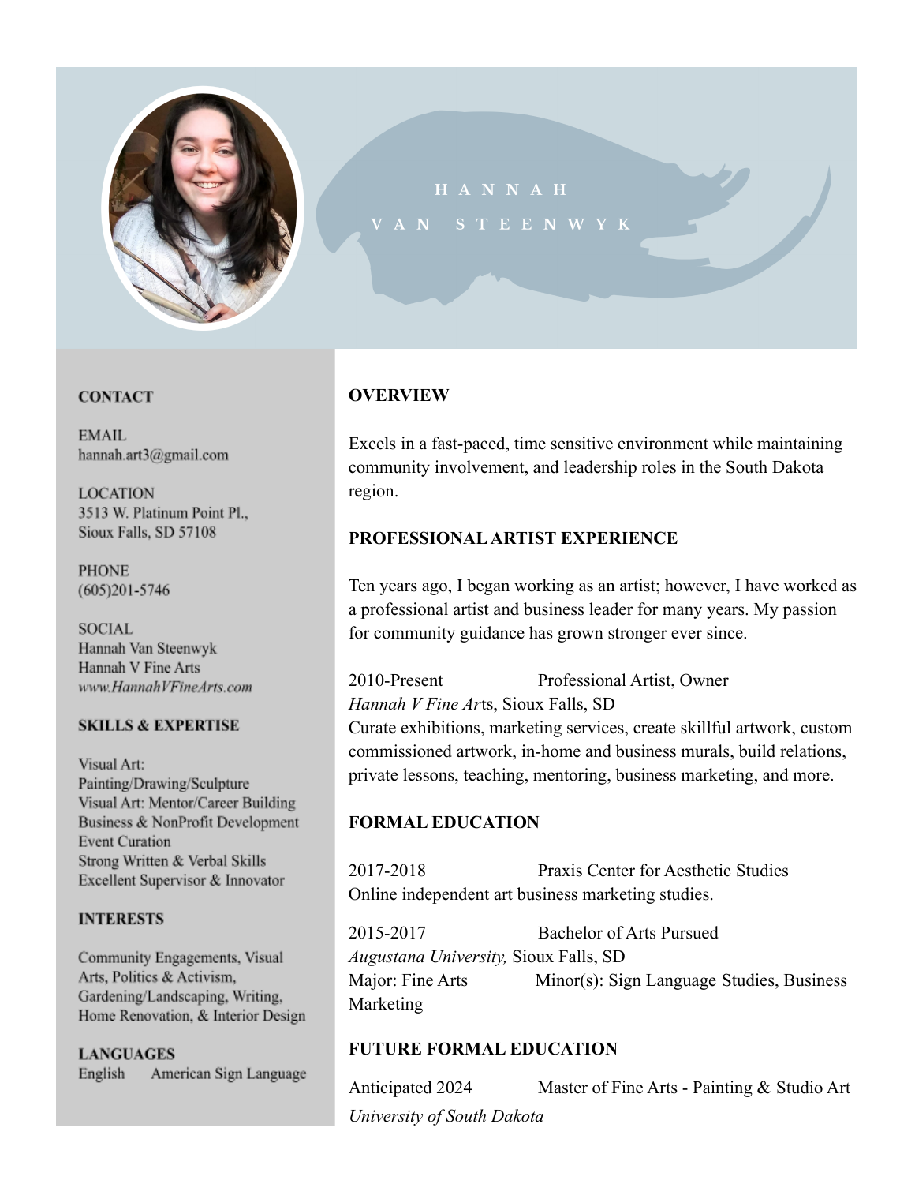# HANNAH VAN STEENWYK

## CONTACT

EMAIL
hannah.art3@gmail.com

LOCATION
3513 W. Platinum Point Pl.,
Sioux Falls, SD 57108

PHONE
(605)201-5746

SOCIAL
Hannah Van Steenwyk
Hannah V Fine Arts
*www.HannahVFineArts.com*

## SKILLS & EXPERTISE

Visual Art: Painting/Drawing/Sculpture
Visual Art: Mentor/Career Building
Business & NonProfit Development
Event Curation
Strong Written & Verbal Skills
Excellent Supervisor & Innovator

## INTERESTS

Community Engagements, Visual Arts, Politics & Activism, Gardening/Landscaping, Writing, Home Renovation, & Interior Design

## LANGUAGES

English     American Sign Language

## OVERVIEW

Excels in a fast-paced, time sensitive environment while maintaining community involvement, and leadership roles in the South Dakota region.

## PROFESSIONAL ARTIST EXPERIENCE

Ten years ago, I began working as an artist; however, I have worked as a professional artist and business leader for many years. My passion for community guidance has grown stronger ever since.

2010-Present     Professional Artist, Owner
*Hannah V Fine Ar*ts, Sioux Falls, SD
Curate exhibitions, marketing services, create skillful artwork, custom commissioned artwork, in-home and business murals, build relations, private lessons, teaching, mentoring, business marketing, and more.

## FORMAL EDUCATION

2017-2018     Praxis Center for Aesthetic Studies
Online independent art business marketing studies.

2015-2017     Bachelor of Arts Pursued
*Augustana University,* Sioux Falls, SD
Major: Fine Arts     Minor(s): Sign Language Studies, Business Marketing

## FUTURE FORMAL EDUCATION

Anticipated 2024     Master of Fine Arts - Painting & Studio Art
*University of South Dakota*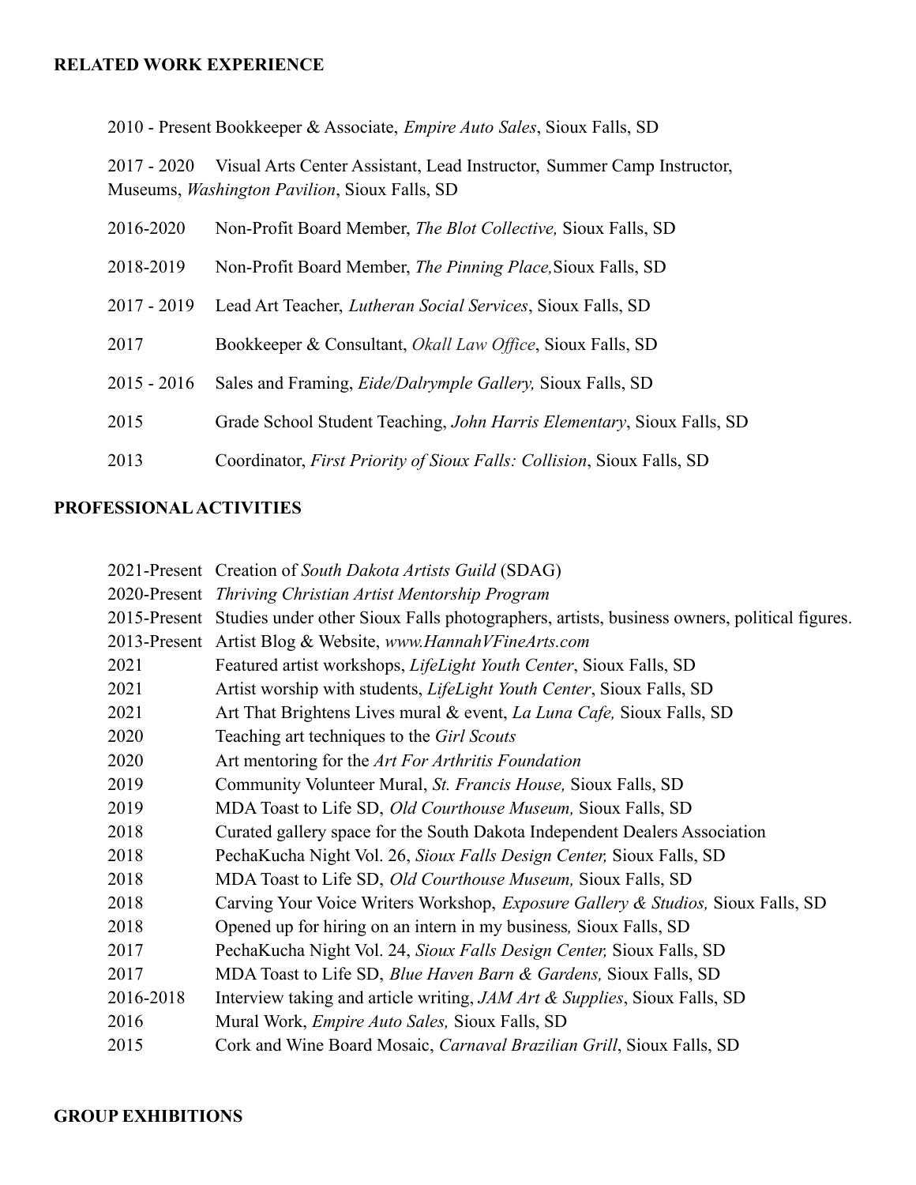**RELATED WORK EXPERIENCE**

2010 - Present Bookkeeper & Associate, *Empire Auto Sales*, Sioux Falls, SD

2017 - 2020 Visual Arts Center Assistant, Lead Instructor, Summer Camp Instructor, Museums, *Washington Pavilion*, Sioux Falls, SD

2016-2020 Non-Profit Board Member, *The Blot Collective,* Sioux Falls, SD

2018-2019 Non-Profit Board Member, *The Pinning Place,*Sioux Falls, SD

2017 - 2019 Lead Art Teacher, *Lutheran Social Services*, Sioux Falls, SD

2017 Bookkeeper & Consultant, *Okall Law Office*, Sioux Falls, SD

2015 - 2016 Sales and Framing, *Eide/Dalrymple Gallery,* Sioux Falls, SD

2015 Grade School Student Teaching, *John Harris Elementary*, Sioux Falls, SD

2013 Coordinator, *First Priority of Sioux Falls: Collision*, Sioux Falls, SD

**PROFESSIONAL ACTIVITIES**

2021-Present Creation of *South Dakota Artists Guild* (SDAG)
2020-Present *Thriving Christian Artist Mentorship Program*
2015-Present Studies under other Sioux Falls photographers, artists, business owners, political figures.
2013-Present Artist Blog & Website, *www.HannahVFineArts.com*
2021 Featured artist workshops, *LifeLight Youth Center*, Sioux Falls, SD
2021 Artist worship with students, *LifeLight Youth Center*, Sioux Falls, SD
2021 Art That Brightens Lives mural & event, *La Luna Cafe,* Sioux Falls, SD
2020 Teaching art techniques to the *Girl Scouts*
2020 Art mentoring for the *Art For Arthritis Foundation*
2019 Community Volunteer Mural, *St. Francis House,* Sioux Falls, SD
2019 MDA Toast to Life SD, *Old Courthouse Museum,* Sioux Falls, SD
2018 Curated gallery space for the South Dakota Independent Dealers Association
2018 PechaKucha Night Vol. 26, *Sioux Falls Design Center,* Sioux Falls, SD
2018 MDA Toast to Life SD, *Old Courthouse Museum,* Sioux Falls, SD
2018 Carving Your Voice Writers Workshop, *Exposure Gallery & Studios,* Sioux Falls, SD
2018 Opened up for hiring on an intern in my business*,* Sioux Falls, SD
2017 PechaKucha Night Vol. 24, *Sioux Falls Design Center,* Sioux Falls, SD
2017 MDA Toast to Life SD, *Blue Haven Barn & Gardens,* Sioux Falls, SD
2016-2018 Interview taking and article writing, *JAM Art & Supplies*, Sioux Falls, SD
2016 Mural Work, *Empire Auto Sales,* Sioux Falls, SD
2015 Cork and Wine Board Mosaic, *Carnaval Brazilian Grill*, Sioux Falls, SD

**GROUP EXHIBITIONS**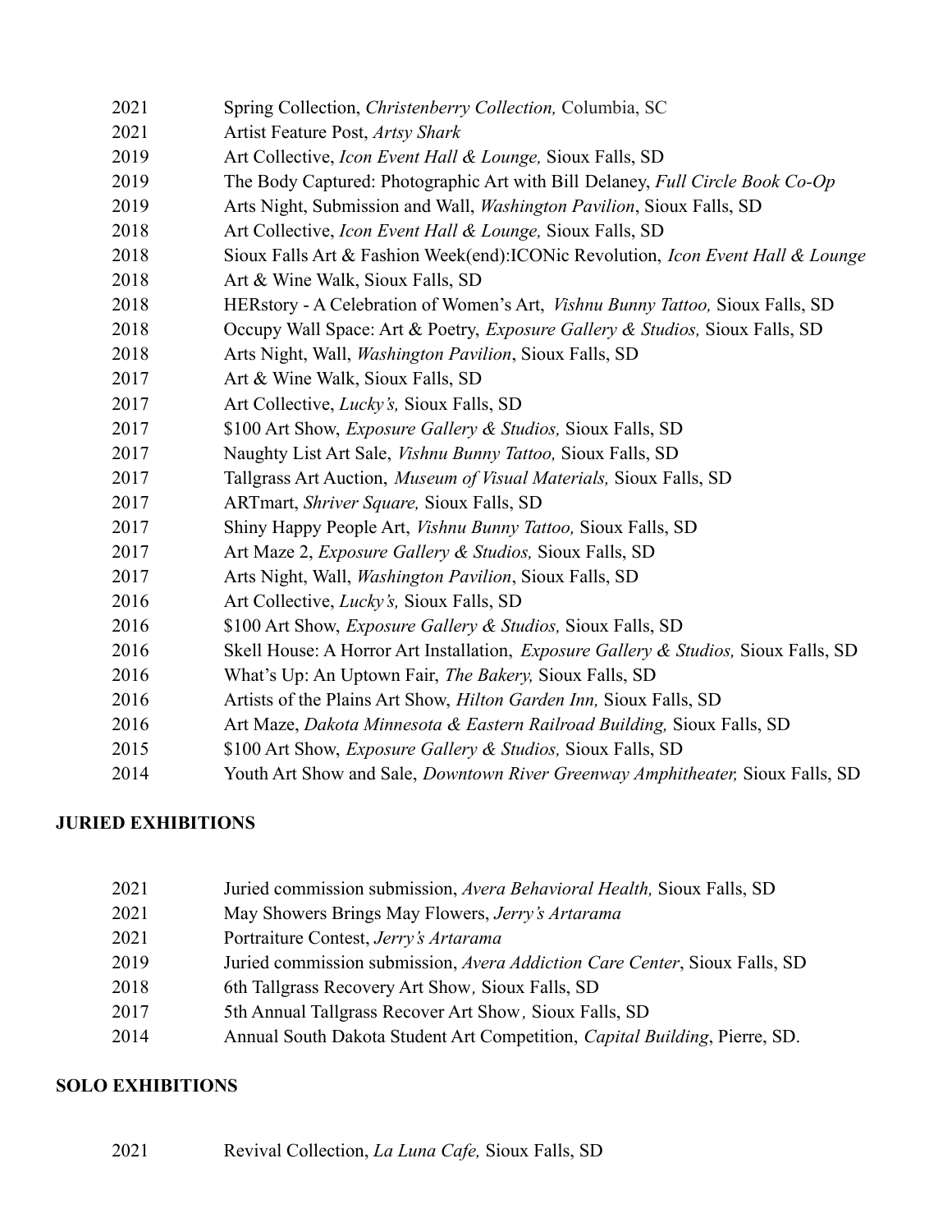2021 Spring Collection, *Christenberry Collection,* Columbia, SC
2021 Artist Feature Post, *Artsy Shark*
2019 Art Collective, *Icon Event Hall & Lounge,* Sioux Falls, SD
2019 The Body Captured: Photographic Art with Bill Delaney, *Full Circle Book Co-Op*
2019 Arts Night, Submission and Wall, *Washington Pavilion*, Sioux Falls, SD
2018 Art Collective, *Icon Event Hall & Lounge,* Sioux Falls, SD
2018 Sioux Falls Art & Fashion Week(end):ICONic Revolution, *Icon Event Hall & Lounge*
2018 Art & Wine Walk, Sioux Falls, SD
2018 HERstory - A Celebration of Women's Art, *Vishnu Bunny Tattoo,* Sioux Falls, SD
2018 Occupy Wall Space: Art & Poetry, *Exposure Gallery & Studios,* Sioux Falls, SD
2018 Arts Night, Wall, *Washington Pavilion*, Sioux Falls, SD
2017 Art & Wine Walk, Sioux Falls, SD
2017 Art Collective, *Lucky's,* Sioux Falls, SD
2017 $100 Art Show, *Exposure Gallery & Studios,* Sioux Falls, SD
2017 Naughty List Art Sale, *Vishnu Bunny Tattoo,* Sioux Falls, SD
2017 Tallgrass Art Auction, *Museum of Visual Materials,* Sioux Falls, SD
2017 ARTmart, *Shriver Square,* Sioux Falls, SD
2017 Shiny Happy People Art, *Vishnu Bunny Tattoo,* Sioux Falls, SD
2017 Art Maze 2, *Exposure Gallery & Studios,* Sioux Falls, SD
2017 Arts Night, Wall, *Washington Pavilion*, Sioux Falls, SD
2016 Art Collective, *Lucky's,* Sioux Falls, SD
2016 $100 Art Show, *Exposure Gallery & Studios,* Sioux Falls, SD
2016 Skell House: A Horror Art Installation, *Exposure Gallery & Studios,* Sioux Falls, SD
2016 What's Up: An Uptown Fair, *The Bakery,* Sioux Falls, SD
2016 Artists of the Plains Art Show, *Hilton Garden Inn,* Sioux Falls, SD
2016 Art Maze, *Dakota Minnesota & Eastern Railroad Building,* Sioux Falls, SD
2015 $100 Art Show, *Exposure Gallery & Studios,* Sioux Falls, SD
2014 Youth Art Show and Sale, *Downtown River Greenway Amphitheater,* Sioux Falls, SD

## JURIED EXHIBITIONS

2021 Juried commission submission, *Avera Behavioral Health,* Sioux Falls, SD
2021 May Showers Brings May Flowers, *Jerry's Artarama*
2021 Portraiture Contest, *Jerry's Artarama*
2019 Juried commission submission, *Avera Addiction Care Center*, Sioux Falls, SD
2018 6th Tallgrass Recovery Art Show, Sioux Falls, SD
2017 5th Annual Tallgrass Recover Art Show, Sioux Falls, SD
2014 Annual South Dakota Student Art Competition, *Capital Building*, Pierre, SD.

## SOLO EXHIBITIONS

2021 Revival Collection, *La Luna Cafe,* Sioux Falls, SD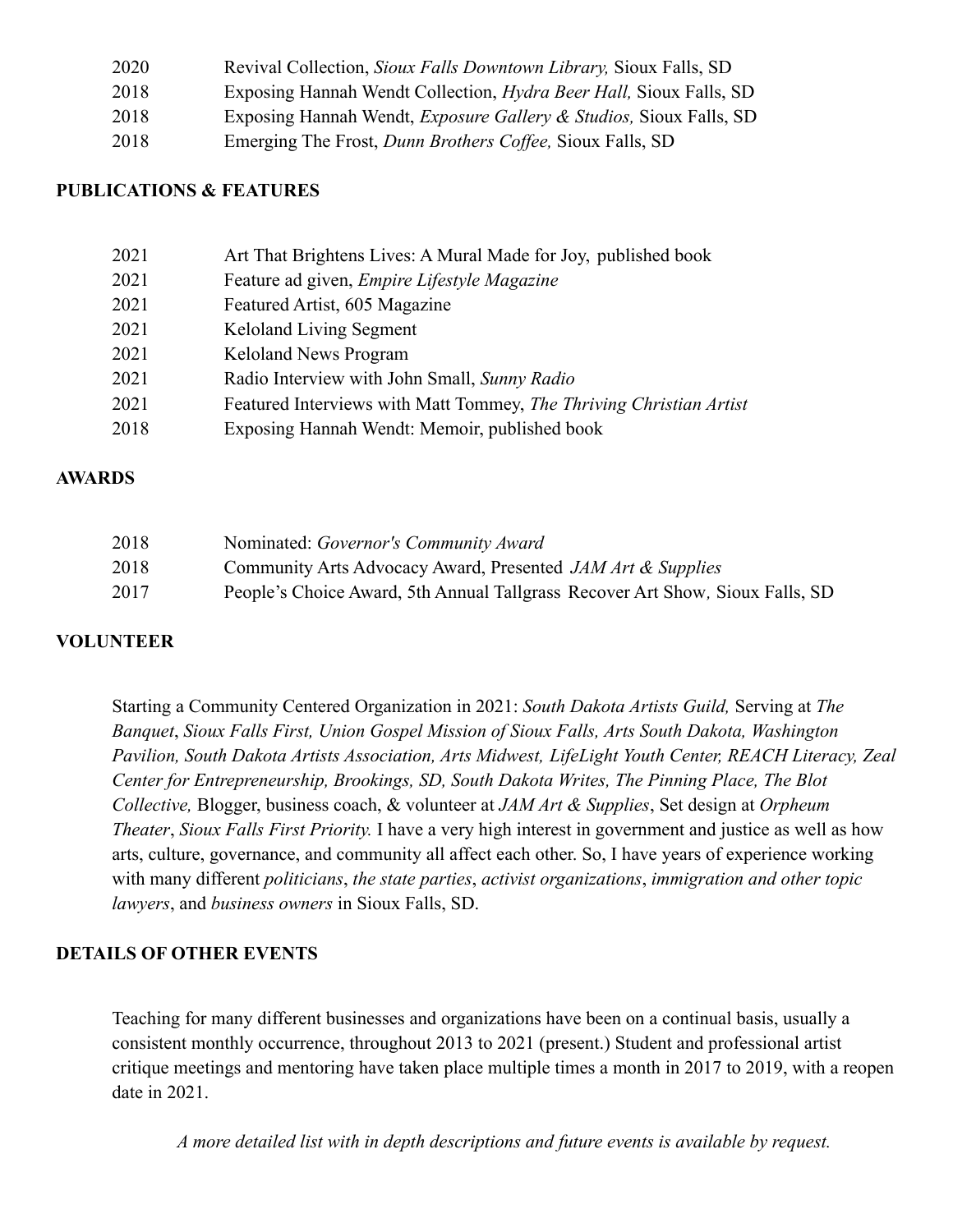| | |
|---|---|
| 2020 | Revival Collection, *Sioux Falls Downtown Library,* Sioux Falls, SD |
| 2018 | Exposing Hannah Wendt Collection, *Hydra Beer Hall,* Sioux Falls, SD |
| 2018 | Exposing Hannah Wendt, *Exposure Gallery & Studios,* Sioux Falls, SD |
| 2018 | Emerging The Frost, *Dunn Brothers Coffee,* Sioux Falls, SD |

**PUBLICATIONS & FEATURES**

| | |
|---|---|
| 2021 | Art That Brightens Lives: A Mural Made for Joy, published book |
| 2021 | Feature ad given, *Empire Lifestyle Magazine* |
| 2021 | Featured Artist, 605 Magazine |
| 2021 | Keloland Living Segment |
| 2021 | Keloland News Program |
| 2021 | Radio Interview with John Small, *Sunny Radio* |
| 2021 | Featured Interviews with Matt Tommey, *The Thriving Christian Artist* |
| 2018 | Exposing Hannah Wendt: Memoir, published book |

**AWARDS**

| | |
|---|---|
| 2018 | Nominated: *Governor's Community Award* |
| 2018 | Community Arts Advocacy Award, Presented *JAM Art & Supplies* |
| 2017 | People's Choice Award, 5th Annual Tallgrass Recover Art Show, Sioux Falls, SD |

**VOLUNTEER**

Starting a Community Centered Organization in 2021: *South Dakota Artists Guild,* Serving at *The Banquet*, *Sioux Falls First, Union Gospel Mission of Sioux Falls, Arts South Dakota, Washington Pavilion, South Dakota Artists Association, Arts Midwest, LifeLight Youth Center, REACH Literacy, Zeal Center for Entrepreneurship, Brookings, SD, South Dakota Writes, The Pinning Place, The Blot Collective,* Blogger, business coach, & volunteer at *JAM Art & Supplies*, Set design at *Orpheum Theater*, *Sioux Falls First Priority.* I have a very high interest in government and justice as well as how arts, culture, governance, and community all affect each other. So, I have years of experience working with many different *politicians*, *the state parties*, *activist organizations*, *immigration and other topic lawyers*, and *business owners* in Sioux Falls, SD.

**DETAILS OF OTHER EVENTS**

Teaching for many different businesses and organizations have been on a continual basis, usually a consistent monthly occurrence, throughout 2013 to 2021 (present.) Student and professional artist critique meetings and mentoring have taken place multiple times a month in 2017 to 2019, with a reopen date in 2021.

*A more detailed list with in depth descriptions and future events is available by request.*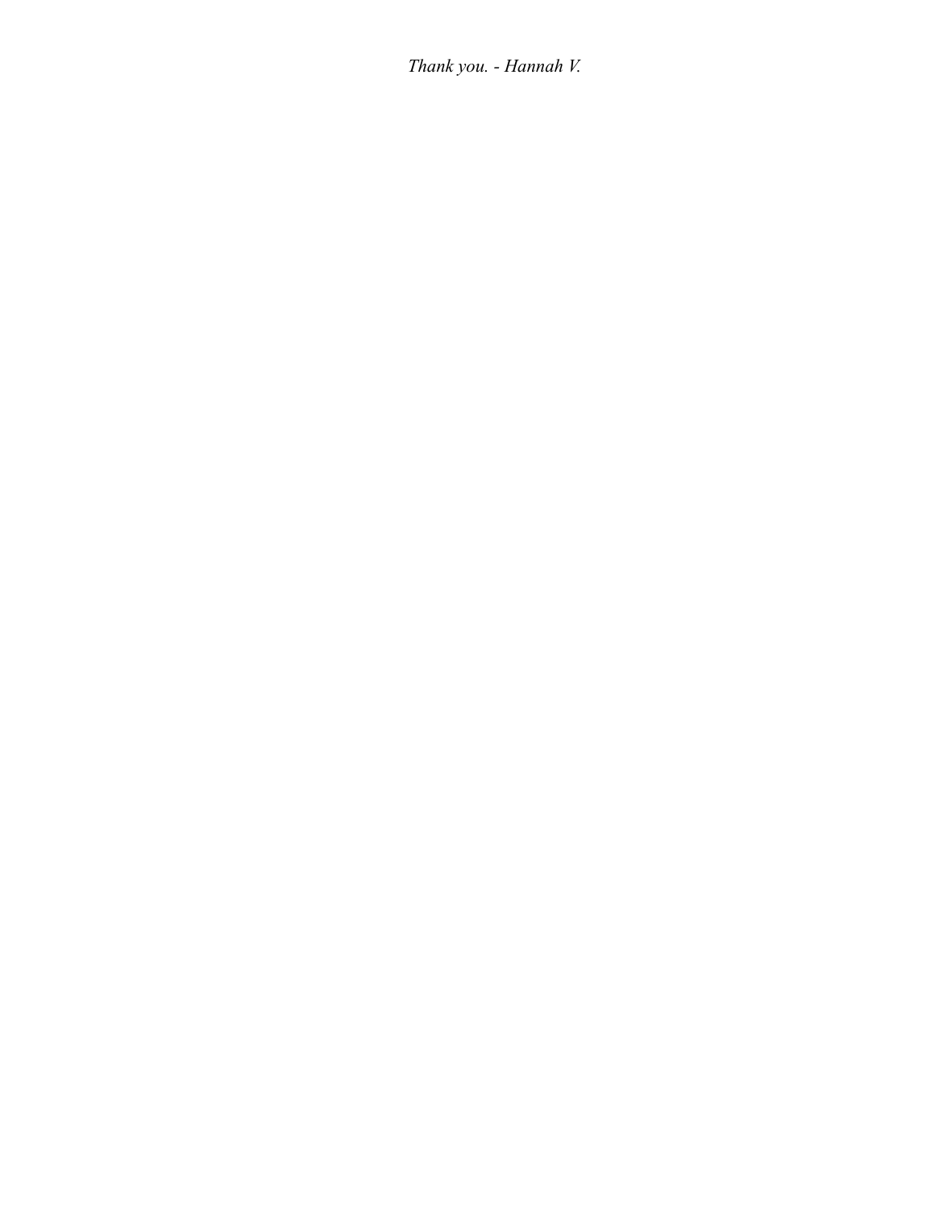*Thank you. - Hannah V.*